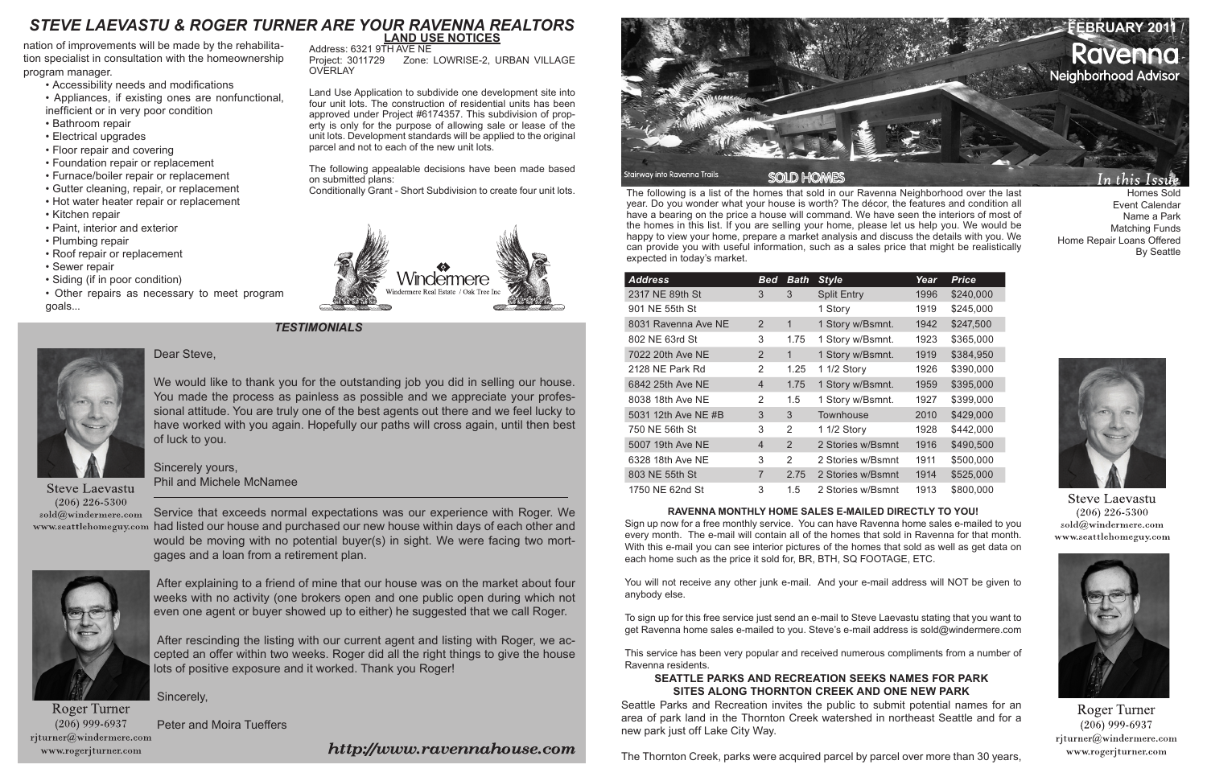# STEVE LAEVASTU & ROGER TURNER ARE YOUR RAVENNA REALTORS

nation of improvements will be made by the rehabilitation specialist in consultation with the homeownership program manager.

- Accessibility needs and modifications
- Appliances, if existing ones are nonfunctional, inefficient or in very poor condition
- Bathroom repair
- Electrical upgrades
- Floor repair and covering
- Foundation repair or replacement
- Furnace/boiler repair or replacement
- Gutter cleaning, repair, or replacement
- Hot water heater repair or replacement
- Kitchen repair
- Paint, interior and exterior
- Plumbing repair
- Roof repair or replacement
- Sewer repair
- Siding (if in poor condition)
- Other repairs as necessary to meet program goals...

## LAND USE NOTICES

Address: 6321 9TH AVE NE
Project: 3011729 Zone: LOWRISE-2, URBAN VILLAGE OVERLAY

Land Use Application to subdivide one development site into four unit lots. The construction of residential units has been approved under Project #6174357. This subdivision of property is only for the purpose of allowing sale or lease of the unit lots. Development standards will be applied to the original parcel and not to each of the new unit lots.

The following appealable decisions have been made based on submitted plans:
Conditionally Grant - Short Subdivision to create four unit lots.

Windermere
Windermere Real Estate / Oak Tree Inc

## TESTIMONIALS

Steve Laevastu
(206) 226-5300
sold@windermere.com
www.seattlehomeguy.com

Dear Steve,

We would like to thank you for the outstanding job you did in selling our house. You made the process as painless as possible and we appreciate your professional attitude. You are truly one of the best agents out there and we feel lucky to have worked with you again. Hopefully our paths will cross again, until then best of luck to you.

Sincerely yours,
Phil and Michele McNamee

Service that exceeds normal expectations was our experience with Roger. We had listed our house and purchased our new house within days of each other and would be moving with no potential buyer(s) in sight. We were facing two mortgages and a loan from a retirement plan.

After explaining to a friend of mine that our house was on the market about four weeks with no activity (one brokers open and one public open during which not even one agent or buyer showed up to either) he suggested that we call Roger.

After rescinding the listing with our current agent and listing with Roger, we accepted an offer within two weeks. Roger did all the right things to give the house lots of positive exposure and it worked. Thank you Roger!

Sincerely,

Peter and Moira Tueffers

Roger Turner
(206) 999-6937
rjturner@windermere.com
www.rogerjturner.com

*http://www.ravennahouse.com*

# FEBRUARY 2011 / Ravenna Neighborhood Advisor

Stairway into Ravenna Trails

*In this Issue*

Homes Sold
Event Calendar
Name a Park
Matching Funds
Home Repair Loans Offered By Seattle

## SOLD HOMES

The following is a list of the homes that sold in our Ravenna Neighborhood over the last year. Do you wonder what your house is worth? The décor, the features and condition all have a bearing on the price a house will command. We have seen the interiors of most of the homes in this list. If you are selling your home, please let us help you. We would be happy to view your home, prepare a market analysis and discuss the details with you. We can provide you with useful information, such as a sales price that might be realistically expected in today's market.

| Address | Bed | Bath | Style | Year | Price |
|---|---|---|---|---|---|
| 2317 NE 89th St | 3 | 3 | Split Entry | 1996 | $240,000 |
| 901 NE 55th St | | | 1 Story | 1919 | $245,000 |
| 8031 Ravenna Ave NE | 2 | 1 | 1 Story w/Bsmnt. | 1942 | $247,500 |
| 802 NE 63rd St | 3 | 1.75 | 1 Story w/Bsmnt. | 1923 | $365,000 |
| 7022 20th Ave NE | 2 | 1 | 1 Story w/Bsmnt. | 1919 | $384,950 |
| 2128 NE Park Rd | 2 | 1.25 | 1 1/2 Story | 1926 | $390,000 |
| 6842 25th Ave NE | 4 | 1.75 | 1 Story w/Bsmnt. | 1959 | $395,000 |
| 8038 18th Ave NE | 2 | 1.5 | 1 Story w/Bsmnt. | 1927 | $399,000 |
| 5031 12th Ave NE #B | 3 | 3 | Townhouse | 2010 | $429,000 |
| 750 NE 56th St | 3 | 2 | 1 1/2 Story | 1928 | $442,000 |
| 5007 19th Ave NE | 4 | 2 | 2 Stories w/Bsmnt | 1916 | $490,500 |
| 6328 18th Ave NE | 3 | 2 | 2 Stories w/Bsmnt | 1911 | $500,000 |
| 803 NE 55th St | 7 | 2.75 | 2 Stories w/Bsmnt | 1914 | $525,000 |
| 1750 NE 62nd St | 3 | 1.5 | 2 Stories w/Bsmnt | 1913 | $800,000 |

### RAVENNA MONTHLY HOME SALES E-MAILED DIRECTLY TO YOU!

Sign up now for a free monthly service. You can have Ravenna home sales e-mailed to you every month. The e-mail will contain all of the homes that sold in Ravenna for that month. With this e-mail you can see interior pictures of the homes that sold as well as get data on each home such as the price it sold for, BR, BTH, SQ FOOTAGE, ETC.

You will not receive any other junk e-mail. And your e-mail address will NOT be given to anybody else.

To sign up for this free service just send an e-mail to Steve Laevastu stating that you want to get Ravenna home sales e-mailed to you. Steve's e-mail address is sold@windermere.com

This service has been very popular and received numerous compliments from a number of Ravenna residents.

### SEATTLE PARKS AND RECREATION SEEKS NAMES FOR PARK SITES ALONG THORNTON CREEK AND ONE NEW PARK

Seattle Parks and Recreation invites the public to submit potential names for an area of park land in the Thornton Creek watershed in northeast Seattle and for a new park just off Lake City Way.

The Thornton Creek, parks were acquired parcel by parcel over more than 30 years,

Steve Laevastu
(206) 226-5300
sold@windermere.com
www.seattlehomeguy.com

Roger Turner
(206) 999-6937
rjturner@windermere.com
www.rogerjturner.com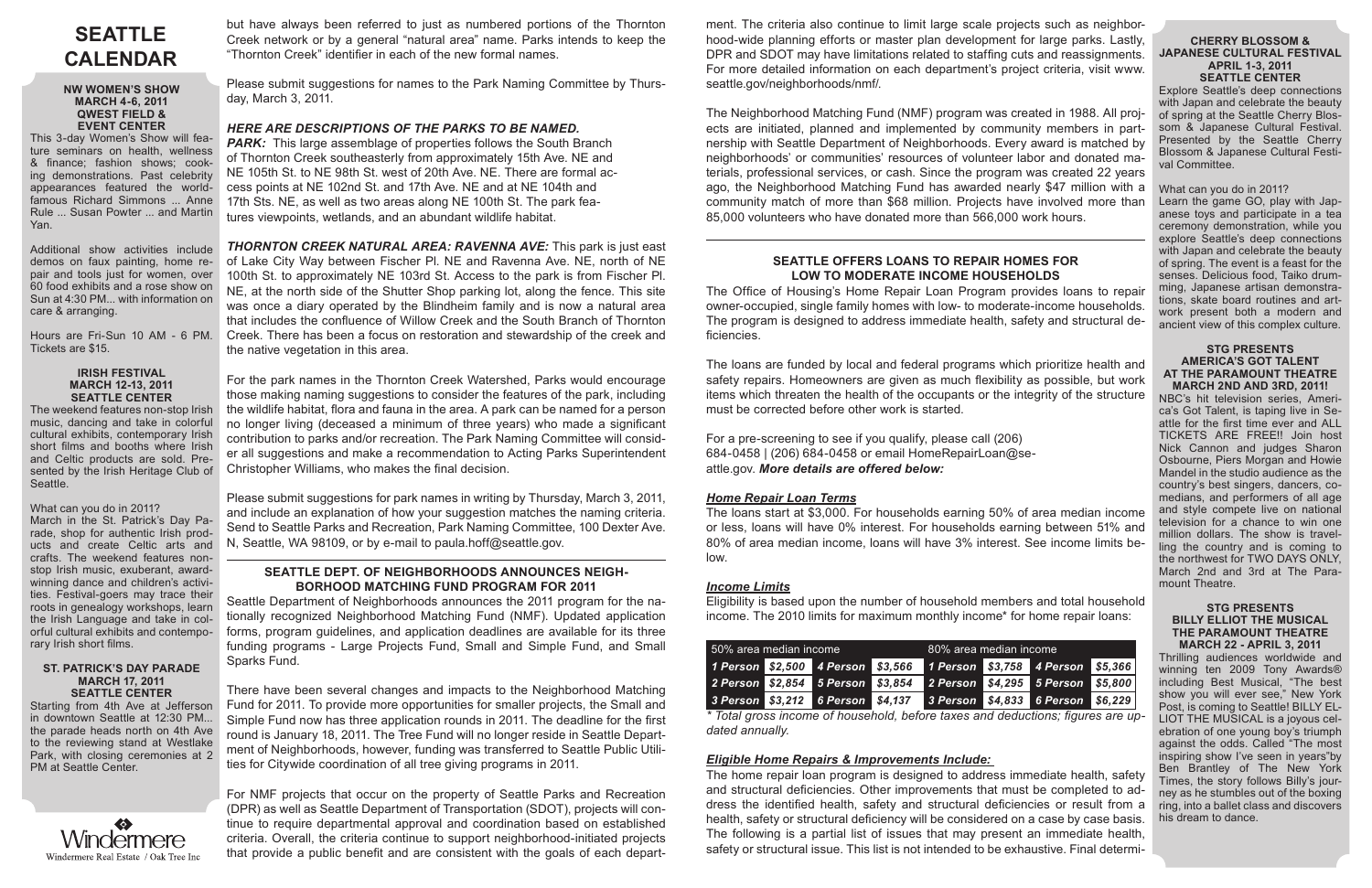// Seattle Calendar

# SEATTLE CALENDAR

### NW WOMEN'S SHOW
### MARCH 4-6, 2011
### QWEST FIELD & EVENT CENTER

This 3-day Women's Show will feature seminars on health, wellness & finance; fashion shows; cooking demonstrations. Past celebrity appearances featured the world-famous Richard Simmons ... Anne Rule ... Susan Powter ... and Martin Yan.

Additional show activities include demos on faux painting, home repair and tools just for women, over 60 food exhibits and a rose show on Sun at 4:30 PM... with information on care & arranging.

Hours are Fri-Sun 10 AM - 6 PM. Tickets are $15.

### IRISH FESTIVAL
### MARCH 12-13, 2011
### SEATTLE CENTER

The weekend features non-stop Irish music, dancing and take in colorful cultural exhibits, contemporary Irish short films and booths where Irish and Celtic products are sold. Presented by the Irish Heritage Club of Seattle.

What can you do in 2011?
March in the St. Patrick's Day Parade, shop for authentic Irish products and create Celtic arts and crafts. The weekend features non-stop Irish music, exuberant, award-winning dance and children's activities. Festival-goers may trace their roots in genealogy workshops, learn the Irish Language and take in colorful cultural exhibits and contemporary Irish short films.

### ST. PATRICK'S DAY PARADE
### MARCH 17, 2011
### SEATTLE CENTER

Starting from 4th Ave at Jefferson in downtown Seattle at 12:30 PM... the parade heads north on 4th Ave to the reviewing stand at Westlake Park, with closing ceremonies at 2 PM at Seattle Center.

Windermere
Windermere Real Estate / Oak Tree Inc

but have always been referred to just as numbered portions of the Thornton Creek network or by a general "natural area" name. Parks intends to keep the "Thornton Creek" identifier in each of the new formal names.

Please submit suggestions for names to the Park Naming Committee by Thursday, March 3, 2011.

### *HERE ARE DESCRIPTIONS OF THE PARKS TO BE NAMED.*

***PARK:*** This large assemblage of properties follows the South Branch of Thornton Creek southeasterly from approximately 15th Ave. NE and NE 105th St. to NE 98th St. west of 20th Ave. NE. There are formal access points at NE 102nd St. and 17th Ave. NE and at NE 104th and 17th Sts. NE, as well as two areas along NE 100th St. The park features viewpoints, wetlands, and an abundant wildlife habitat.

***THORNTON CREEK NATURAL AREA: RAVENNA AVE:*** This park is just east of Lake City Way between Fischer Pl. NE and Ravenna Ave. NE, north of NE 100th St. to approximately NE 103rd St. Access to the park is from Fischer Pl. NE, at the north side of the Shutter Shop parking lot, along the fence. This site was once a diary operated by the Blindheim family and is now a natural area that includes the confluence of Willow Creek and the South Branch of Thornton Creek. There has been a focus on restoration and stewardship of the creek and the native vegetation in this area.

For the park names in the Thornton Creek Watershed, Parks would encourage those making naming suggestions to consider the features of the park, including the wildlife habitat, flora and fauna in the area. A park can be named for a person no longer living (deceased a minimum of three years) who made a significant contribution to parks and/or recreation. The Park Naming Committee will consider all suggestions and make a recommendation to Acting Parks Superintendent Christopher Williams, who makes the final decision.

Please submit suggestions for park names in writing by Thursday, March 3, 2011, and include an explanation of how your suggestion matches the naming criteria. Send to Seattle Parks and Recreation, Park Naming Committee, 100 Dexter Ave. N, Seattle, WA 98109, or by e-mail to paula.hoff@seattle.gov.

## SEATTLE DEPT. OF NEIGHBORHOODS ANNOUNCES NEIGHBORHOOD MATCHING FUND PROGRAM FOR 2011

Seattle Department of Neighborhoods announces the 2011 program for the nationally recognized Neighborhood Matching Fund (NMF). Updated application forms, program guidelines, and application deadlines are available for its three funding programs - Large Projects Fund, Small and Simple Fund, and Small Sparks Fund.

There have been several changes and impacts to the Neighborhood Matching Fund for 2011. To provide more opportunities for smaller projects, the Small and Simple Fund now has three application rounds in 2011. The deadline for the first round is January 18, 2011. The Tree Fund will no longer reside in Seattle Department of Neighborhoods, however, funding was transferred to Seattle Public Utilities for Citywide coordination of all tree giving programs in 2011.

For NMF projects that occur on the property of Seattle Parks and Recreation (DPR) as well as Seattle Department of Transportation (SDOT), projects will continue to require departmental approval and coordination based on established criteria. Overall, the criteria continue to support neighborhood-initiated projects that provide a public benefit and are consistent with the goals of each department. The criteria also continue to limit large scale projects such as neighborhood-wide planning efforts or master plan development for large parks. Lastly, DPR and SDOT may have limitations related to staffing cuts and reassignments. For more detailed information on each department's project criteria, visit www.seattle.gov/neighborhoods/nmf/.

The Neighborhood Matching Fund (NMF) program was created in 1988. All projects are initiated, planned and implemented by community members in partnership with Seattle Department of Neighborhoods. Every award is matched by neighborhoods' or communities' resources of volunteer labor and donated materials, professional services, or cash. Since the program was created 22 years ago, the Neighborhood Matching Fund has awarded nearly $47 million with a community match of more than $68 million. Projects have involved more than 85,000 volunteers who have donated more than 566,000 work hours.

## SEATTLE OFFERS LOANS TO REPAIR HOMES FOR LOW TO MODERATE INCOME HOUSEHOLDS

The Office of Housing's Home Repair Loan Program provides loans to repair owner-occupied, single family homes with low- to moderate-income households. The program is designed to address immediate health, safety and structural deficiencies.

The loans are funded by local and federal programs which prioritize health and safety repairs. Homeowners are given as much flexibility as possible, but work items which threaten the health of the occupants or the integrity of the structure must be corrected before other work is started.

For a pre-screening to see if you qualify, please call (206) 684-0458 | (206) 684-0458 or email HomeRepairLoan@seattle.gov. ***More details are offered below:***

### ***Home Repair Loan Terms***

The loans start at $3,000. For households earning 50% of area median income or less, loans will have 0% interest. For households earning between 51% and 80% of area median income, loans will have 3% interest. See income limits below.

### ***Income Limits***

Eligibility is based upon the number of household members and total household income. The 2010 limits for maximum monthly income* for home repair loans:

| 50% area median income | | | | 80% area median income | | | |
|---|---|---|---|---|---|---|---|
| *1 Person* | *$2,500* | *4 Person* | *$3,566* | *1 Person* | *$3,758* | *4 Person* | *$5,366* |
| *2 Person* | *$2,854* | *5 Person* | *$3,854* | *2 Person* | *$4,295* | *5 Person* | *$5,800* |
| *3 Person* | *$3,212* | *6 Person* | *$4,137* | *3 Person* | *$4,833* | *6 Person* | *$6,229* |

*\* Total gross income of household, before taxes and deductions; figures are updated annually.*

### ***Eligible Home Repairs & Improvements Include:***

The home repair loan program is designed to address immediate health, safety and structural deficiencies. Other improvements that must be completed to address the identified health, safety and structural deficiencies or result from a health, safety or structural deficiency will be considered on a case by case basis. The following is a partial list of issues that may present an immediate health, safety or structural issue. This list is not intended to be exhaustive. Final determi-

### CHERRY BLOSSOM & JAPANESE CULTURAL FESTIVAL
### APRIL 1-3, 2011
### SEATTLE CENTER

Explore Seattle's deep connections with Japan and celebrate the beauty of spring at the Seattle Cherry Blossom & Japanese Cultural Festival. Presented by the Seattle Cherry Blossom & Japanese Cultural Festival Committee.

What can you do in 2011?
Learn the game GO, play with Japanese toys and participate in a tea ceremony demonstration, while you explore Seattle's deep connections with Japan and celebrate the beauty of spring. The event is a feast for the senses. Delicious food, Taiko drumming, Japanese artisan demonstrations, skate board routines and artwork present both a modern and ancient view of this complex culture.

### STG PRESENTS
### AMERICA'S GOT TALENT
### AT THE PARAMOUNT THEATRE
### MARCH 2ND AND 3RD, 2011!

NBC's hit television series, America's Got Talent, is taping live in Seattle for the first time ever and ALL TICKETS ARE FREE!! Join host Nick Cannon and judges Sharon Osbourne, Piers Morgan and Howie Mandel in the studio audience as the country's best singers, dancers, comedians, and performers of all age and style compete live on national television for a chance to win one million dollars. The show is travelling the country and is coming to the northwest for TWO DAYS ONLY, March 2nd and 3rd at The Paramount Theatre.

### STG PRESENTS
### BILLY ELLIOT THE MUSICAL
### THE PARAMOUNT THEATRE
### MARCH 22 - APRIL 3, 2011

Thrilling audiences worldwide and winning ten 2009 Tony Awards® including Best Musical, "The best show you will ever see," New York Post, is coming to Seattle! BILLY ELLIOT THE MUSICAL is a joyous celebration of one young boy's triumph against the odds. Called "The most inspiring show I've seen in years"by Ben Brantley of The New York Times, the story follows Billy's journey as he stumbles out of the boxing ring, into a ballet class and discovers his dream to dance.